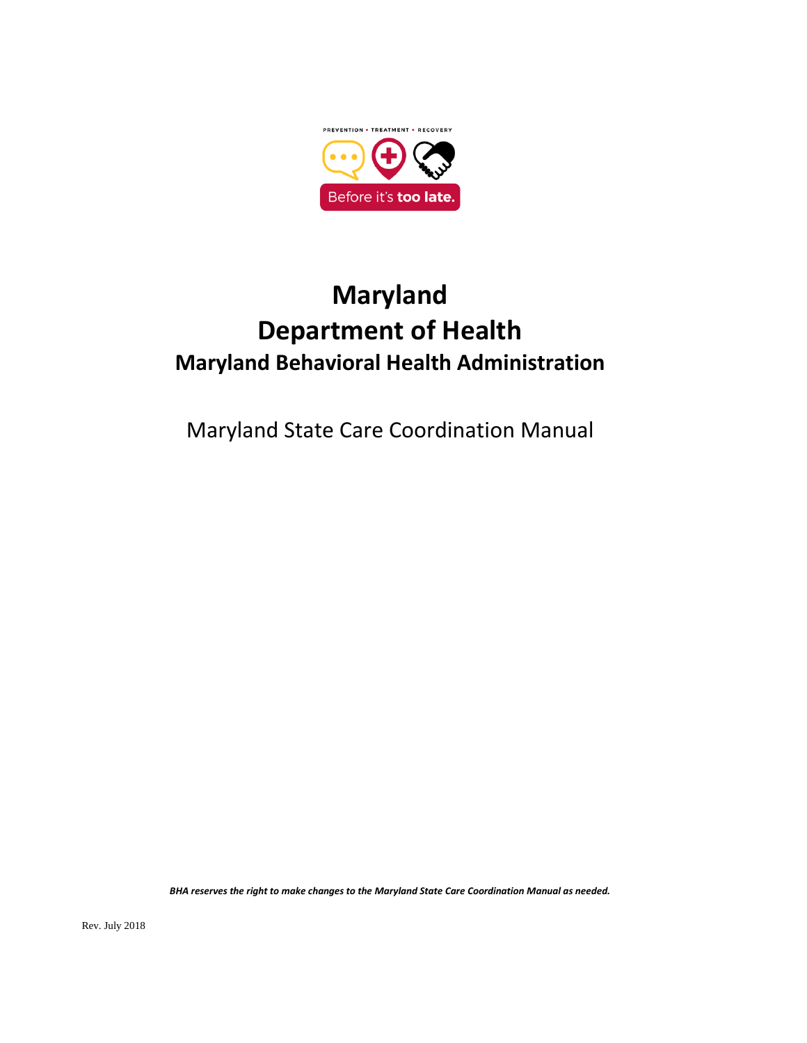PREVENTION • TREATMENT • RECOVERY

Before it's **too late.**

# Maryland
# Department of Health
## Maryland Behavioral Health Administration

Maryland State Care Coordination Manual

***BHA reserves the right to make changes to the Maryland State Care Coordination Manual as needed.***

Rev. July 2018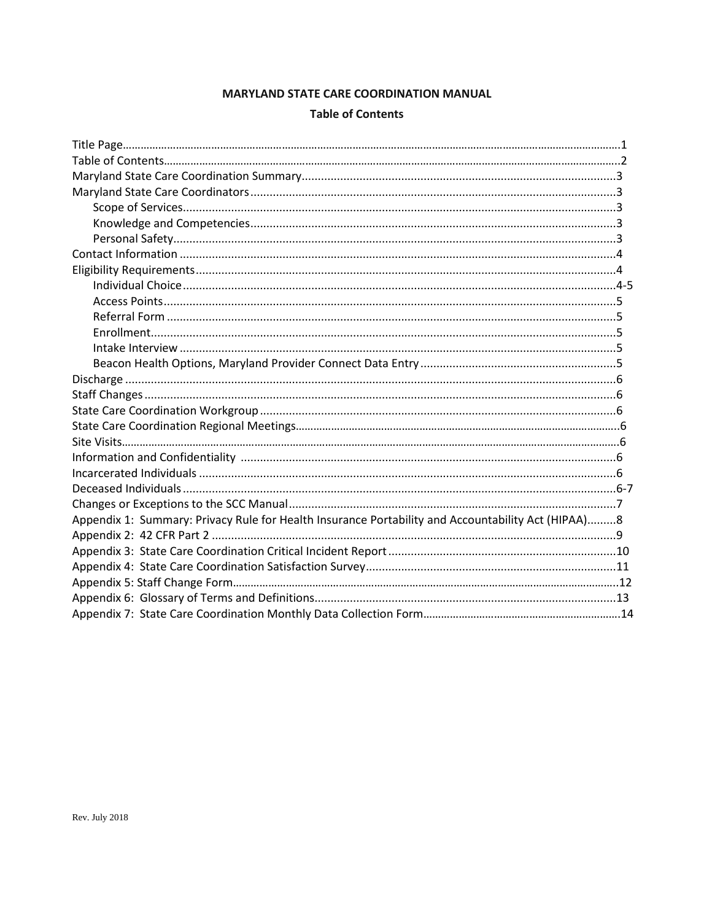**MARYLAND STATE CARE COORDINATION MANUAL**

**Table of Contents**

Title Page........................................................................................................................................1
Table of Contents.............................................................................................................................2
Maryland State Care Coordination Summary.................................................................................3
Maryland State Care Coordinators.................................................................................................3
- Scope of Services.....................................................................................................................3
- Knowledge and Competencies.................................................................................................3
- Personal Safety.........................................................................................................................3

Contact Information ........................................................................................................................4
Eligibility Requirements...................................................................................................................4
- Individual Choice......................................................................................................................4-5
- Access Points............................................................................................................................5
- Referral Form ...........................................................................................................................5
- Enrollment................................................................................................................................5
- Intake Interview .......................................................................................................................5
- Beacon Health Options, Maryland Provider Connect Data Entry.............................................5

Discharge ........................................................................................................................................6
Staff Changes ..................................................................................................................................6
State Care Coordination Workgroup ..............................................................................................6
State Care Coordination Regional Meetings....................................................................................6
Site Visits..........................................................................................................................................6
Information and Confidentiality ....................................................................................................6
Incarcerated Individuals .................................................................................................................6
Deceased Individuals......................................................................................................................6-7
Changes or Exceptions to the SCC Manual.....................................................................................7
Appendix 1: Summary: Privacy Rule for Health Insurance Portability and Accountability Act (HIPAA).........8
Appendix 2: 42 CFR Part 2 .............................................................................................................9
Appendix 3: State Care Coordination Critical Incident Report......................................................10
Appendix 4: State Care Coordination Satisfaction Survey.............................................................11
Appendix 5: Staff Change Form......................................................................................................12
Appendix 6: Glossary of Terms and Definitions.............................................................................13
Appendix 7: State Care Coordination Monthly Data Collection Form............................................14

Rev. July 2018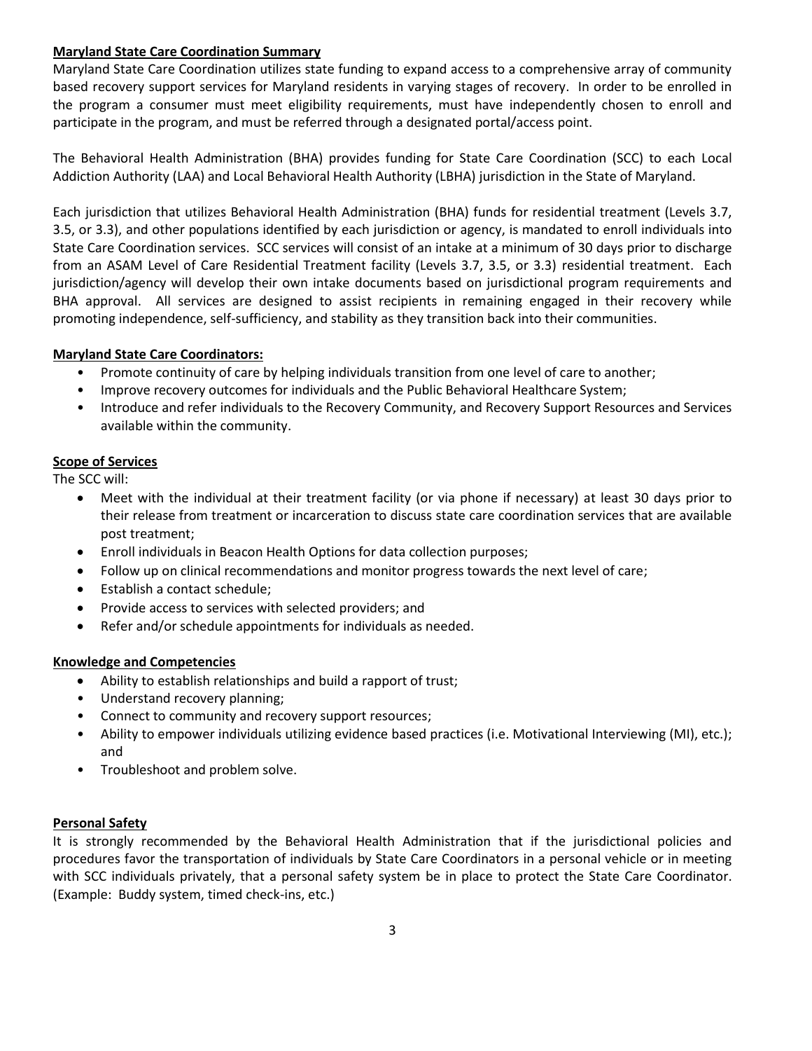**Maryland State Care Coordination Summary**

Maryland State Care Coordination utilizes state funding to expand access to a comprehensive array of community based recovery support services for Maryland residents in varying stages of recovery. In order to be enrolled in the program a consumer must meet eligibility requirements, must have independently chosen to enroll and participate in the program, and must be referred through a designated portal/access point.

The Behavioral Health Administration (BHA) provides funding for State Care Coordination (SCC) to each Local Addiction Authority (LAA) and Local Behavioral Health Authority (LBHA) jurisdiction in the State of Maryland.

Each jurisdiction that utilizes Behavioral Health Administration (BHA) funds for residential treatment (Levels 3.7, 3.5, or 3.3), and other populations identified by each jurisdiction or agency, is mandated to enroll individuals into State Care Coordination services. SCC services will consist of an intake at a minimum of 30 days prior to discharge from an ASAM Level of Care Residential Treatment facility (Levels 3.7, 3.5, or 3.3) residential treatment. Each jurisdiction/agency will develop their own intake documents based on jurisdictional program requirements and BHA approval. All services are designed to assist recipients in remaining engaged in their recovery while promoting independence, self-sufficiency, and stability as they transition back into their communities.

**Maryland State Care Coordinators:**

- Promote continuity of care by helping individuals transition from one level of care to another;
- Improve recovery outcomes for individuals and the Public Behavioral Healthcare System;
- Introduce and refer individuals to the Recovery Community, and Recovery Support Resources and Services available within the community.

**Scope of Services**

The SCC will:

- Meet with the individual at their treatment facility (or via phone if necessary) at least 30 days prior to their release from treatment or incarceration to discuss state care coordination services that are available post treatment;
- Enroll individuals in Beacon Health Options for data collection purposes;
- Follow up on clinical recommendations and monitor progress towards the next level of care;
- Establish a contact schedule;
- Provide access to services with selected providers; and
- Refer and/or schedule appointments for individuals as needed.

**Knowledge and Competencies**

- Ability to establish relationships and build a rapport of trust;
- Understand recovery planning;
- Connect to community and recovery support resources;
- Ability to empower individuals utilizing evidence based practices (i.e. Motivational Interviewing (MI), etc.); and
- Troubleshoot and problem solve.

**Personal Safety**

It is strongly recommended by the Behavioral Health Administration that if the jurisdictional policies and procedures favor the transportation of individuals by State Care Coordinators in a personal vehicle or in meeting with SCC individuals privately, that a personal safety system be in place to protect the State Care Coordinator. (Example: Buddy system, timed check-ins, etc.)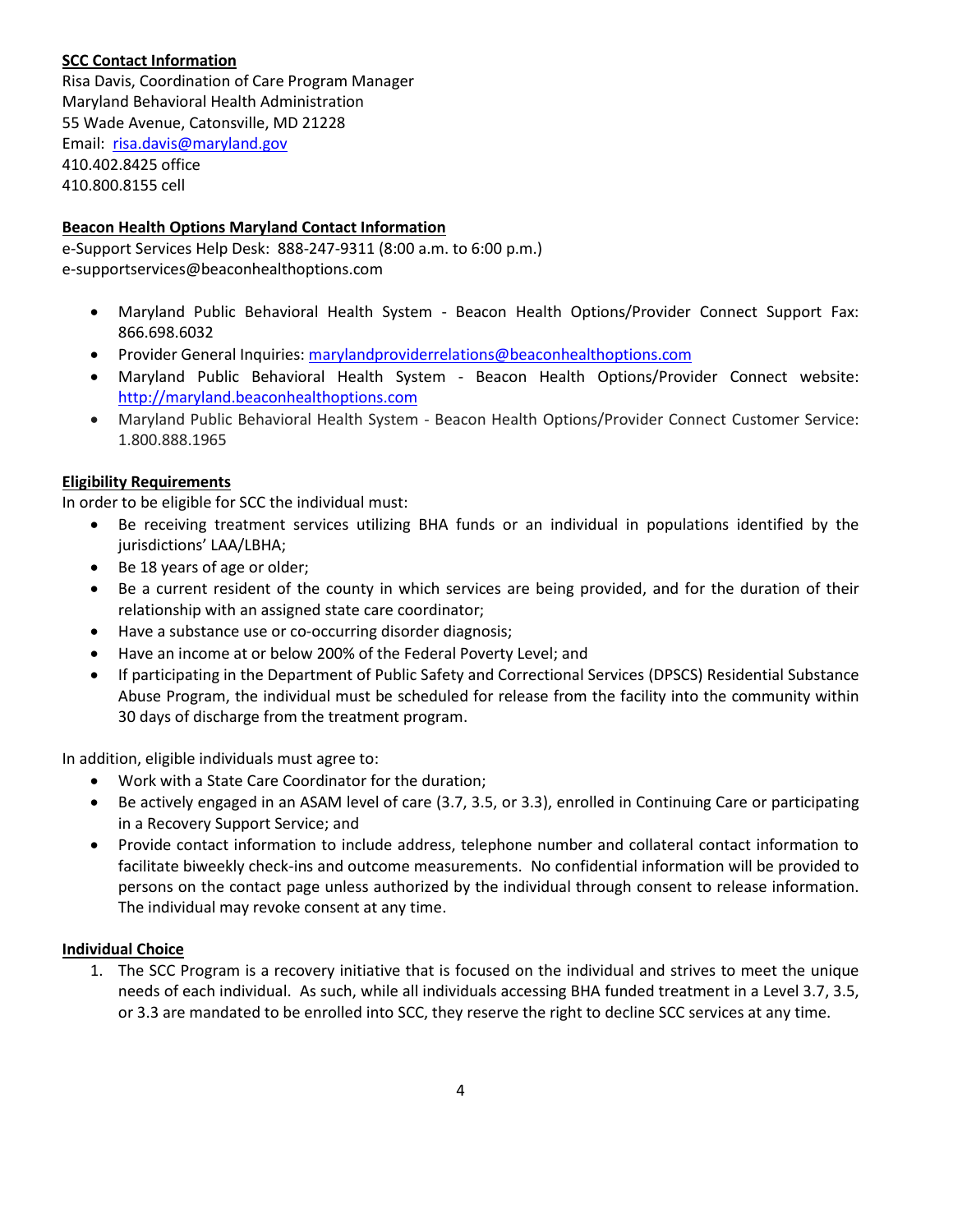**SCC Contact Information**

Risa Davis, Coordination of Care Program Manager
Maryland Behavioral Health Administration
55 Wade Avenue, Catonsville, MD 21228
Email: risa.davis@maryland.gov
410.402.8425 office
410.800.8155 cell

**Beacon Health Options Maryland Contact Information**

e-Support Services Help Desk: 888-247-9311 (8:00 a.m. to 6:00 p.m.)
e-supportservices@beaconhealthoptions.com

- Maryland Public Behavioral Health System - Beacon Health Options/Provider Connect Support Fax: 866.698.6032
- Provider General Inquiries: marylandproviderrelations@beaconhealthoptions.com
- Maryland Public Behavioral Health System - Beacon Health Options/Provider Connect website: http://maryland.beaconhealthoptions.com
- Maryland Public Behavioral Health System - Beacon Health Options/Provider Connect Customer Service: 1.800.888.1965

**Eligibility Requirements**

In order to be eligible for SCC the individual must:

- Be receiving treatment services utilizing BHA funds or an individual in populations identified by the jurisdictions' LAA/LBHA;
- Be 18 years of age or older;
- Be a current resident of the county in which services are being provided, and for the duration of their relationship with an assigned state care coordinator;
- Have a substance use or co-occurring disorder diagnosis;
- Have an income at or below 200% of the Federal Poverty Level; and
- If participating in the Department of Public Safety and Correctional Services (DPSCS) Residential Substance Abuse Program, the individual must be scheduled for release from the facility into the community within 30 days of discharge from the treatment program.

In addition, eligible individuals must agree to:

- Work with a State Care Coordinator for the duration;
- Be actively engaged in an ASAM level of care (3.7, 3.5, or 3.3), enrolled in Continuing Care or participating in a Recovery Support Service; and
- Provide contact information to include address, telephone number and collateral contact information to facilitate biweekly check-ins and outcome measurements. No confidential information will be provided to persons on the contact page unless authorized by the individual through consent to release information. The individual may revoke consent at any time.

**Individual Choice**

1. The SCC Program is a recovery initiative that is focused on the individual and strives to meet the unique needs of each individual. As such, while all individuals accessing BHA funded treatment in a Level 3.7, 3.5, or 3.3 are mandated to be enrolled into SCC, they reserve the right to decline SCC services at any time.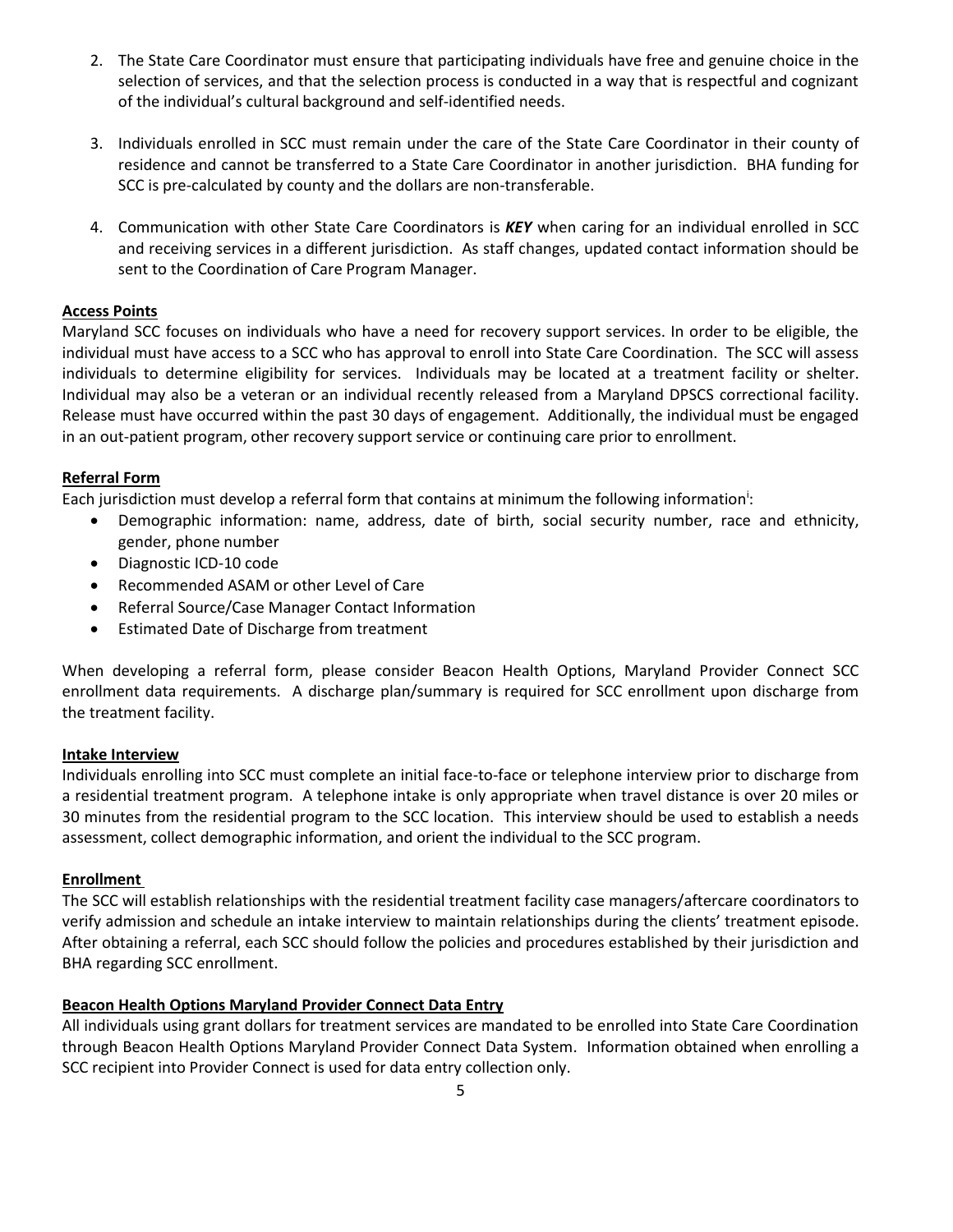2. The State Care Coordinator must ensure that participating individuals have free and genuine choice in the selection of services, and that the selection process is conducted in a way that is respectful and cognizant of the individual's cultural background and self-identified needs.

3. Individuals enrolled in SCC must remain under the care of the State Care Coordinator in their county of residence and cannot be transferred to a State Care Coordinator in another jurisdiction. BHA funding for SCC is pre-calculated by county and the dollars are non-transferable.

4. Communication with other State Care Coordinators is ***KEY*** when caring for an individual enrolled in SCC and receiving services in a different jurisdiction. As staff changes, updated contact information should be sent to the Coordination of Care Program Manager.

**Access Points**

Maryland SCC focuses on individuals who have a need for recovery support services. In order to be eligible, the individual must have access to a SCC who has approval to enroll into State Care Coordination. The SCC will assess individuals to determine eligibility for services. Individuals may be located at a treatment facility or shelter. Individual may also be a veteran or an individual recently released from a Maryland DPSCS correctional facility. Release must have occurred within the past 30 days of engagement. Additionally, the individual must be engaged in an out-patient program, other recovery support service or continuing care prior to enrollment.

**Referral Form**

Each jurisdiction must develop a referral form that contains at minimum the following information[i]:

- Demographic information: name, address, date of birth, social security number, race and ethnicity, gender, phone number
- Diagnostic ICD-10 code
- Recommended ASAM or other Level of Care
- Referral Source/Case Manager Contact Information
- Estimated Date of Discharge from treatment

When developing a referral form, please consider Beacon Health Options, Maryland Provider Connect SCC enrollment data requirements. A discharge plan/summary is required for SCC enrollment upon discharge from the treatment facility.

**Intake Interview**

Individuals enrolling into SCC must complete an initial face-to-face or telephone interview prior to discharge from a residential treatment program. A telephone intake is only appropriate when travel distance is over 20 miles or 30 minutes from the residential program to the SCC location. This interview should be used to establish a needs assessment, collect demographic information, and orient the individual to the SCC program.

**Enrollment**

The SCC will establish relationships with the residential treatment facility case managers/aftercare coordinators to verify admission and schedule an intake interview to maintain relationships during the clients' treatment episode. After obtaining a referral, each SCC should follow the policies and procedures established by their jurisdiction and BHA regarding SCC enrollment.

**Beacon Health Options Maryland Provider Connect Data Entry**

All individuals using grant dollars for treatment services are mandated to be enrolled into State Care Coordination through Beacon Health Options Maryland Provider Connect Data System. Information obtained when enrolling a SCC recipient into Provider Connect is used for data entry collection only.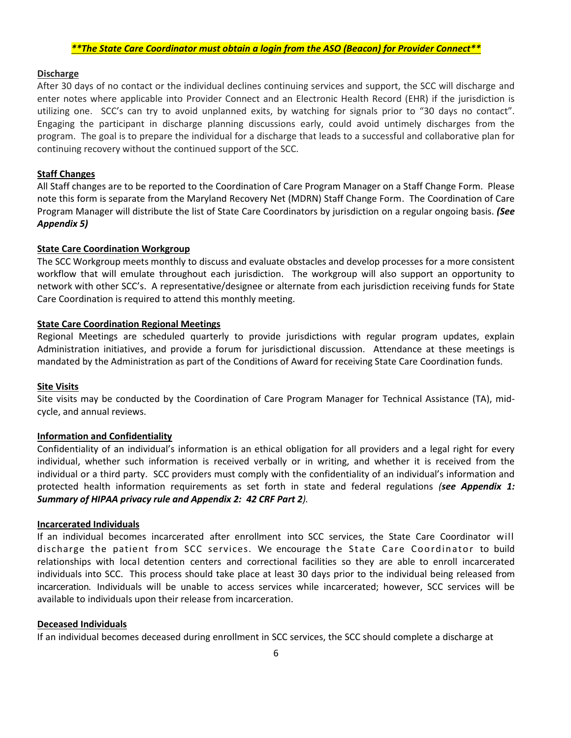***\*\*The State Care Coordinator must obtain a login from the ASO (Beacon) for Provider Connect\*\****

**Discharge**

After 30 days of no contact or the individual declines continuing services and support, the SCC will discharge and enter notes where applicable into Provider Connect and an Electronic Health Record (EHR) if the jurisdiction is utilizing one. SCC's can try to avoid unplanned exits, by watching for signals prior to "30 days no contact". Engaging the participant in discharge planning discussions early, could avoid untimely discharges from the program. The goal is to prepare the individual for a discharge that leads to a successful and collaborative plan for continuing recovery without the continued support of the SCC.

**Staff Changes**

All Staff changes are to be reported to the Coordination of Care Program Manager on a Staff Change Form. Please note this form is separate from the Maryland Recovery Net (MDRN) Staff Change Form. The Coordination of Care Program Manager will distribute the list of State Care Coordinators by jurisdiction on a regular ongoing basis. ***(See Appendix 5)***

**State Care Coordination Workgroup**

The SCC Workgroup meets monthly to discuss and evaluate obstacles and develop processes for a more consistent workflow that will emulate throughout each jurisdiction. The workgroup will also support an opportunity to network with other SCC's. A representative/designee or alternate from each jurisdiction receiving funds for State Care Coordination is required to attend this monthly meeting.

**State Care Coordination Regional Meetings**

Regional Meetings are scheduled quarterly to provide jurisdictions with regular program updates, explain Administration initiatives, and provide a forum for jurisdictional discussion. Attendance at these meetings is mandated by the Administration as part of the Conditions of Award for receiving State Care Coordination funds.

**Site Visits**

Site visits may be conducted by the Coordination of Care Program Manager for Technical Assistance (TA), mid-cycle, and annual reviews.

**Information and Confidentiality**

Confidentiality of an individual's information is an ethical obligation for all providers and a legal right for every individual, whether such information is received verbally or in writing, and whether it is received from the individual or a third party. SCC providers must comply with the confidentiality of an individual's information and protected health information requirements as set forth in state and federal regulations *(**see Appendix 1: Summary of HIPAA privacy rule and Appendix 2: 42 CRF Part 2**).*

**Incarcerated Individuals**

If an individual becomes incarcerated after enrollment into SCC services, the State Care Coordinator will discharge the patient from SCC services. We encourage the State Care Coordinator to build relationships with local detention centers and correctional facilities so they are able to enroll incarcerated individuals into SCC. This process should take place at least 30 days prior to the individual being released from incarceration. Individuals will be unable to access services while incarcerated; however, SCC services will be available to individuals upon their release from incarceration.

**Deceased Individuals**

If an individual becomes deceased during enrollment in SCC services, the SCC should complete a discharge at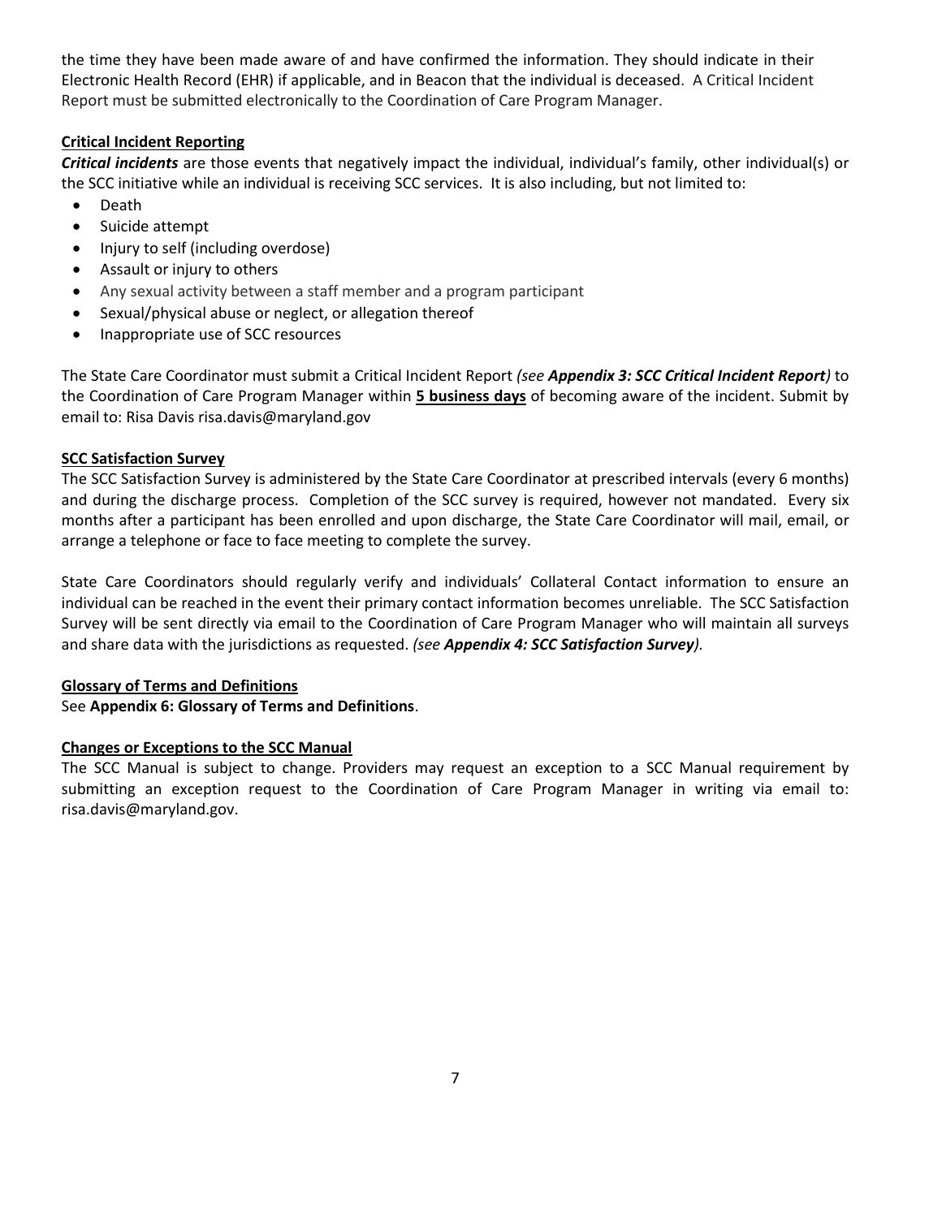the time they have been made aware of and have confirmed the information. They should indicate in their Electronic Health Record (EHR) if applicable, and in Beacon that the individual is deceased. A Critical Incident Report must be submitted electronically to the Coordination of Care Program Manager.

**Critical Incident Reporting**

***Critical incidents*** are those events that negatively impact the individual, individual's family, other individual(s) or the SCC initiative while an individual is receiving SCC services. It is also including, but not limited to:

- Death
- Suicide attempt
- Injury to self (including overdose)
- Assault or injury to others
- Any sexual activity between a staff member and a program participant
- Sexual/physical abuse or neglect, or allegation thereof
- Inappropriate use of SCC resources

The State Care Coordinator must submit a Critical Incident Report *(see **Appendix 3: SCC Critical Incident Report**)* to the Coordination of Care Program Manager within **5 business days** of becoming aware of the incident. Submit by email to: Risa Davis risa.davis@maryland.gov

**SCC Satisfaction Survey**

The SCC Satisfaction Survey is administered by the State Care Coordinator at prescribed intervals (every 6 months) and during the discharge process. Completion of the SCC survey is required, however not mandated. Every six months after a participant has been enrolled and upon discharge, the State Care Coordinator will mail, email, or arrange a telephone or face to face meeting to complete the survey.

State Care Coordinators should regularly verify and individuals' Collateral Contact information to ensure an individual can be reached in the event their primary contact information becomes unreliable. The SCC Satisfaction Survey will be sent directly via email to the Coordination of Care Program Manager who will maintain all surveys and share data with the jurisdictions as requested. *(see **Appendix 4: SCC Satisfaction Survey**).*

**Glossary of Terms and Definitions**

See **Appendix 6: Glossary of Terms and Definitions**.

**Changes or Exceptions to the SCC Manual**

The SCC Manual is subject to change. Providers may request an exception to a SCC Manual requirement by submitting an exception request to the Coordination of Care Program Manager in writing via email to: risa.davis@maryland.gov.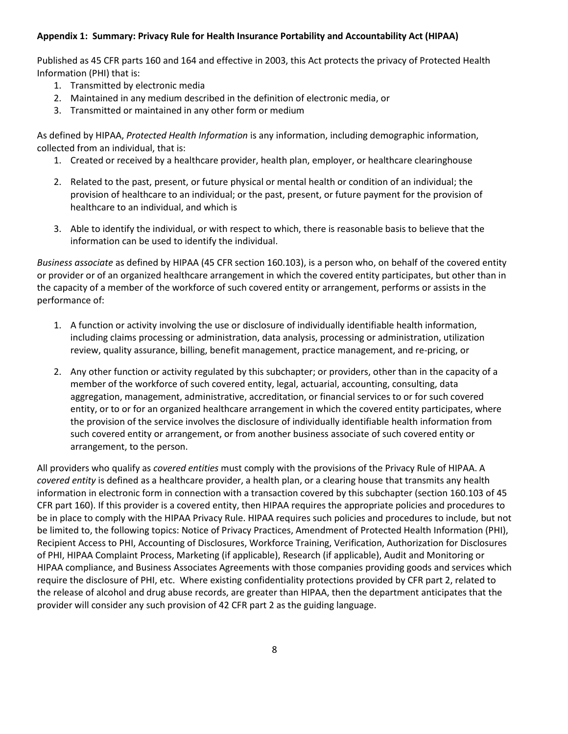**Appendix 1: Summary: Privacy Rule for Health Insurance Portability and Accountability Act (HIPAA)**

Published as 45 CFR parts 160 and 164 and effective in 2003, this Act protects the privacy of Protected Health Information (PHI) that is:

1. Transmitted by electronic media
2. Maintained in any medium described in the definition of electronic media, or
3. Transmitted or maintained in any other form or medium

As defined by HIPAA, *Protected Health Information* is any information, including demographic information, collected from an individual, that is:

1. Created or received by a healthcare provider, health plan, employer, or healthcare clearinghouse
2. Related to the past, present, or future physical or mental health or condition of an individual; the provision of healthcare to an individual; or the past, present, or future payment for the provision of healthcare to an individual, and which is
3. Able to identify the individual, or with respect to which, there is reasonable basis to believe that the information can be used to identify the individual.

*Business associate* as defined by HIPAA (45 CFR section 160.103), is a person who, on behalf of the covered entity or provider or of an organized healthcare arrangement in which the covered entity participates, but other than in the capacity of a member of the workforce of such covered entity or arrangement, performs or assists in the performance of:

1. A function or activity involving the use or disclosure of individually identifiable health information, including claims processing or administration, data analysis, processing or administration, utilization review, quality assurance, billing, benefit management, practice management, and re-pricing, or
2. Any other function or activity regulated by this subchapter; or providers, other than in the capacity of a member of the workforce of such covered entity, legal, actuarial, accounting, consulting, data aggregation, management, administrative, accreditation, or financial services to or for such covered entity, or to or for an organized healthcare arrangement in which the covered entity participates, where the provision of the service involves the disclosure of individually identifiable health information from such covered entity or arrangement, or from another business associate of such covered entity or arrangement, to the person.

All providers who qualify as *covered entities* must comply with the provisions of the Privacy Rule of HIPAA. A *covered entity* is defined as a healthcare provider, a health plan, or a clearing house that transmits any health information in electronic form in connection with a transaction covered by this subchapter (section 160.103 of 45 CFR part 160). If this provider is a covered entity, then HIPAA requires the appropriate policies and procedures to be in place to comply with the HIPAA Privacy Rule. HIPAA requires such policies and procedures to include, but not be limited to, the following topics: Notice of Privacy Practices, Amendment of Protected Health Information (PHI), Recipient Access to PHI, Accounting of Disclosures, Workforce Training, Verification, Authorization for Disclosures of PHI, HIPAA Complaint Process, Marketing (if applicable), Research (if applicable), Audit and Monitoring or HIPAA compliance, and Business Associates Agreements with those companies providing goods and services which require the disclosure of PHI, etc. Where existing confidentiality protections provided by CFR part 2, related to the release of alcohol and drug abuse records, are greater than HIPAA, then the department anticipates that the provider will consider any such provision of 42 CFR part 2 as the guiding language.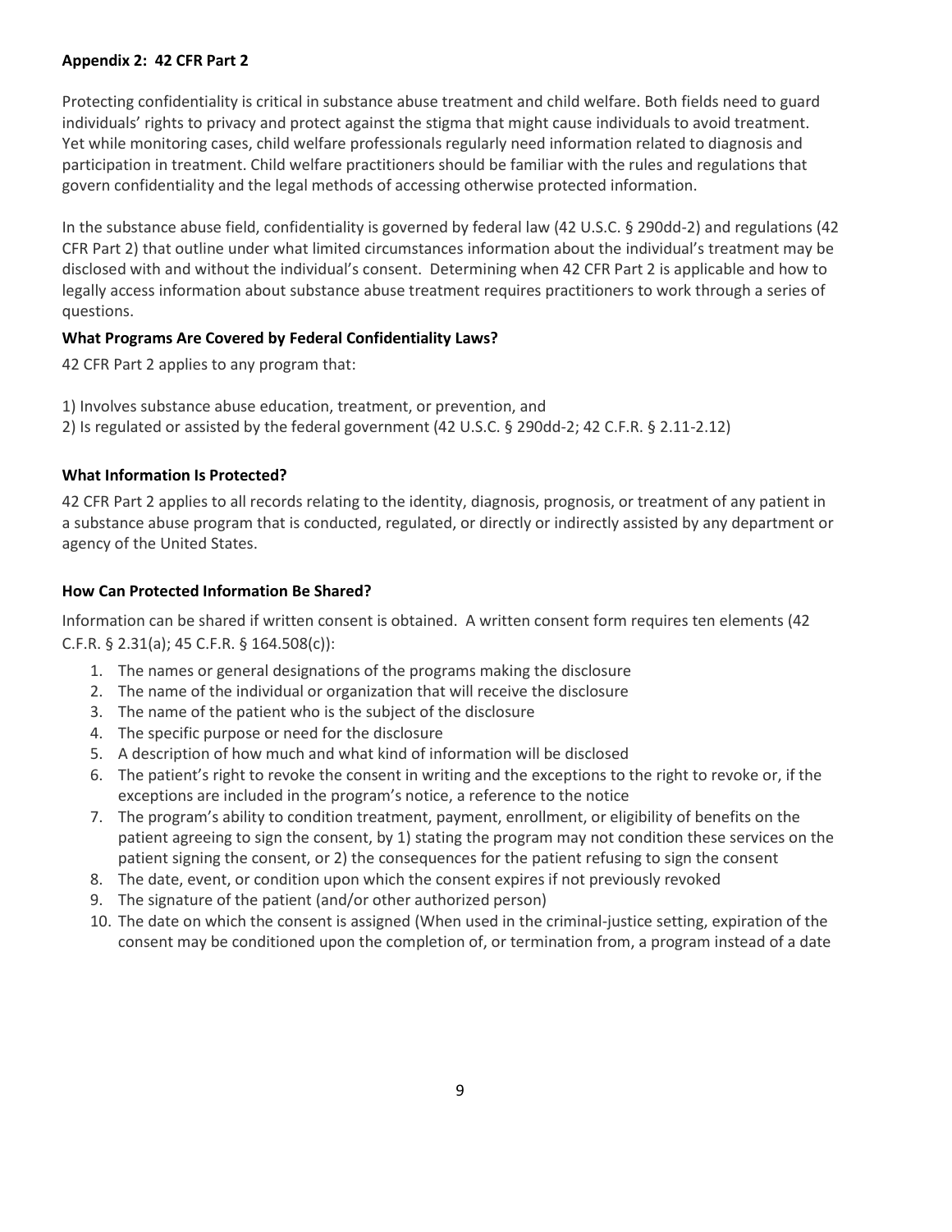**Appendix 2: 42 CFR Part 2**

Protecting confidentiality is critical in substance abuse treatment and child welfare. Both fields need to guard individuals' rights to privacy and protect against the stigma that might cause individuals to avoid treatment. Yet while monitoring cases, child welfare professionals regularly need information related to diagnosis and participation in treatment. Child welfare practitioners should be familiar with the rules and regulations that govern confidentiality and the legal methods of accessing otherwise protected information.

In the substance abuse field, confidentiality is governed by federal law (42 U.S.C. § 290dd-2) and regulations (42 CFR Part 2) that outline under what limited circumstances information about the individual's treatment may be disclosed with and without the individual's consent. Determining when 42 CFR Part 2 is applicable and how to legally access information about substance abuse treatment requires practitioners to work through a series of questions.

**What Programs Are Covered by Federal Confidentiality Laws?**

42 CFR Part 2 applies to any program that:

1) Involves substance abuse education, treatment, or prevention, and
2) Is regulated or assisted by the federal government (42 U.S.C. § 290dd-2; 42 C.F.R. § 2.11-2.12)

**What Information Is Protected?**

42 CFR Part 2 applies to all records relating to the identity, diagnosis, prognosis, or treatment of any patient in a substance abuse program that is conducted, regulated, or directly or indirectly assisted by any department or agency of the United States.

**How Can Protected Information Be Shared?**

Information can be shared if written consent is obtained. A written consent form requires ten elements (42 C.F.R. § 2.31(a); 45 C.F.R. § 164.508(c)):

1. The names or general designations of the programs making the disclosure
2. The name of the individual or organization that will receive the disclosure
3. The name of the patient who is the subject of the disclosure
4. The specific purpose or need for the disclosure
5. A description of how much and what kind of information will be disclosed
6. The patient's right to revoke the consent in writing and the exceptions to the right to revoke or, if the exceptions are included in the program's notice, a reference to the notice
7. The program's ability to condition treatment, payment, enrollment, or eligibility of benefits on the patient agreeing to sign the consent, by 1) stating the program may not condition these services on the patient signing the consent, or 2) the consequences for the patient refusing to sign the consent
8. The date, event, or condition upon which the consent expires if not previously revoked
9. The signature of the patient (and/or other authorized person)
10. The date on which the consent is assigned (When used in the criminal-justice setting, expiration of the consent may be conditioned upon the completion of, or termination from, a program instead of a date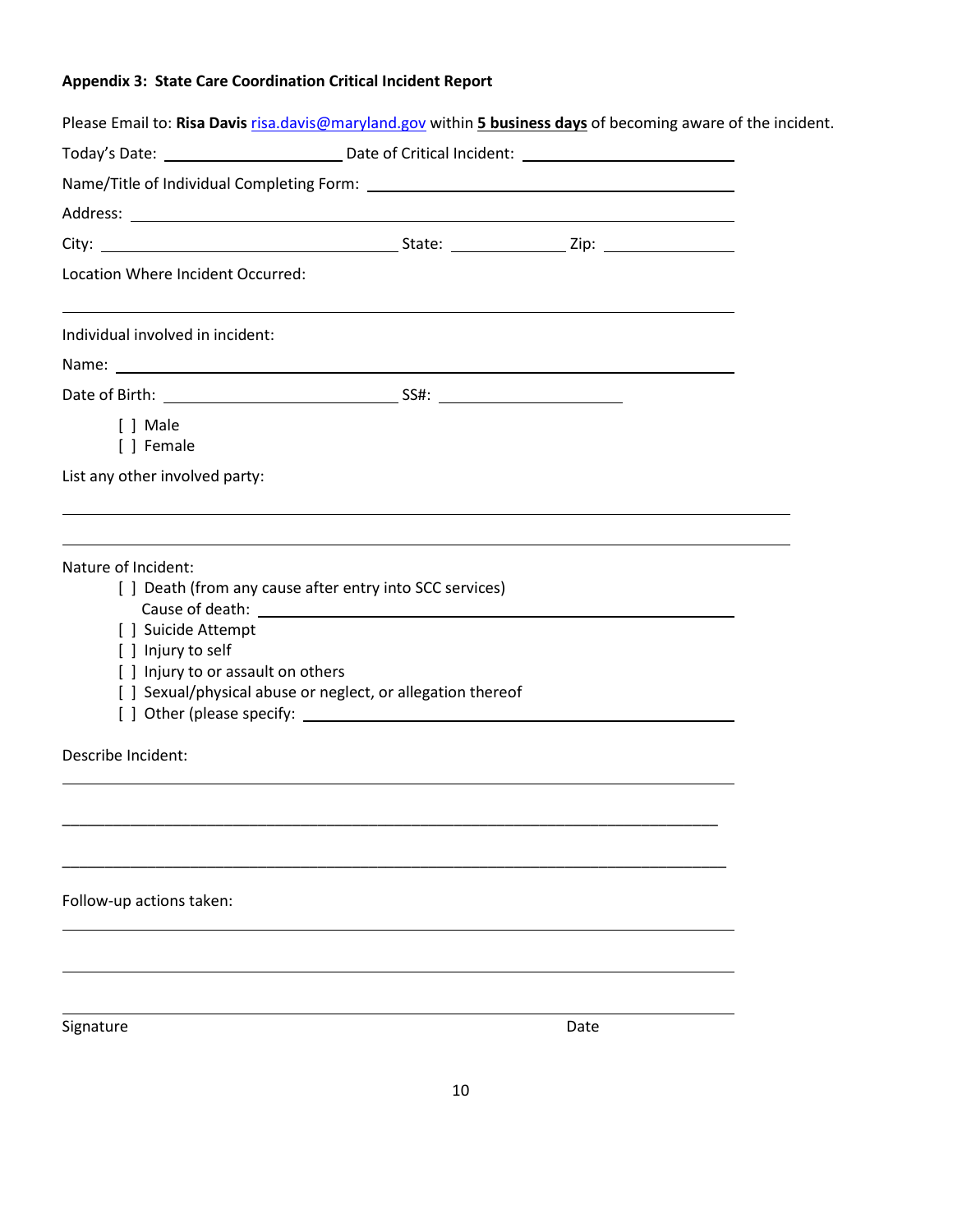### Appendix 3: State Care Coordination Critical Incident Report

Please Email to: **Risa Davis** risa.davis@maryland.gov within **5 business days** of becoming aware of the incident.

Today's Date: ____________________ Date of Critical Incident: ________________________

Name/Title of Individual Completing Form: ________________________________________

Address: ____________________________________________________________________

City: ________________________________ State: ____________ Zip: ______________

Location Where Incident Occurred:

____________________________________________________________________________

Individual involved in incident:

Name: ______________________________________________________________________

Date of Birth: __________________________ SS#: ____________________

[ ] Male
[ ] Female

List any other involved party:

____________________________________________________________________________

____________________________________________________________________________

Nature of Incident:

[ ] Death (from any cause after entry into SCC services)
Cause of death: ________________________________________________
[ ] Suicide Attempt
[ ] Injury to self
[ ] Injury to or assault on others
[ ] Sexual/physical abuse or neglect, or allegation thereof
[ ] Other (please specify: ________________________________________________

Describe Incident:

____________________________________________________________________________

____________________________________________________________________________

____________________________________________________________________________

Follow-up actions taken:

____________________________________________________________________________

____________________________________________________________________________

____________________________________________________________________________

Signature Date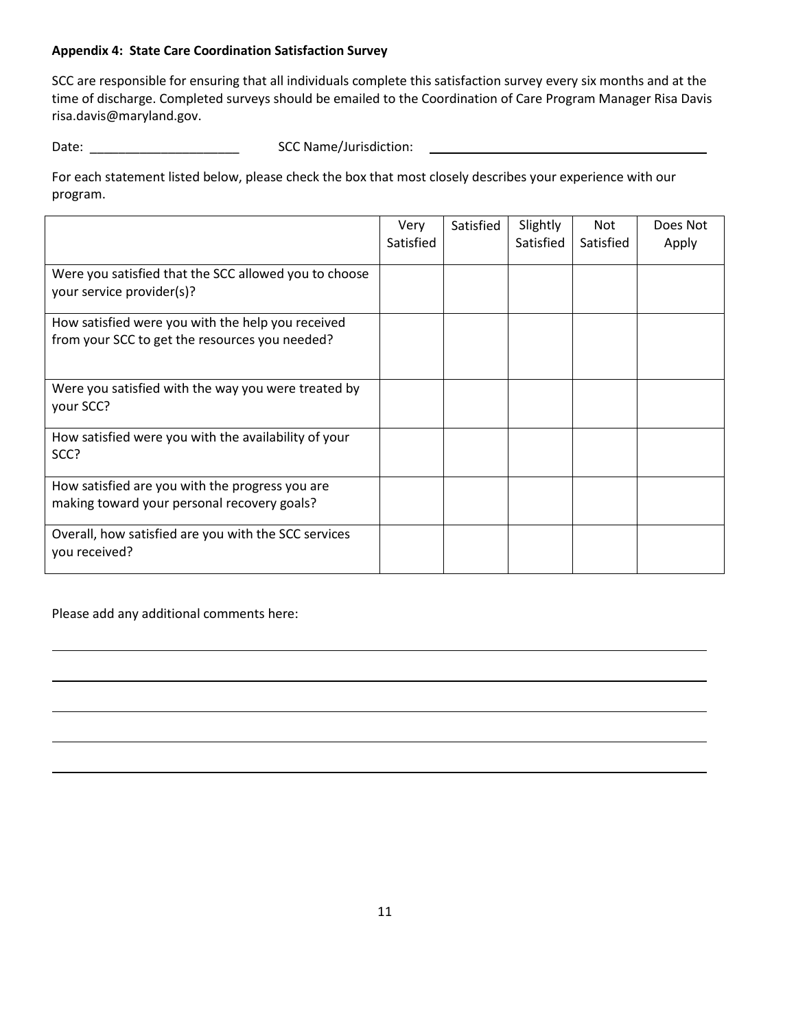**Appendix 4: State Care Coordination Satisfaction Survey**

SCC are responsible for ensuring that all individuals complete this satisfaction survey every six months and at the time of discharge. Completed surveys should be emailed to the Coordination of Care Program Manager Risa Davis risa.davis@maryland.gov.

Date: _____________________ SCC Name/Jurisdiction: ________________________________________

For each statement listed below, please check the box that most closely describes your experience with our program.

| | Very Satisfied | Satisfied | Slightly Satisfied | Not Satisfied | Does Not Apply |
|---|---|---|---|---|---|
| Were you satisfied that the SCC allowed you to choose your service provider(s)? | | | | | |
| How satisfied were you with the help you received from your SCC to get the resources you needed? | | | | | |
| Were you satisfied with the way you were treated by your SCC? | | | | | |
| How satisfied were you with the availability of your SCC? | | | | | |
| How satisfied are you with the progress you are making toward your personal recovery goals? | | | | | |
| Overall, how satisfied are you with the SCC services you received? | | | | | |

Please add any additional comments here:

_______________________________________________________________________________

_______________________________________________________________________________

_______________________________________________________________________________

_______________________________________________________________________________

_______________________________________________________________________________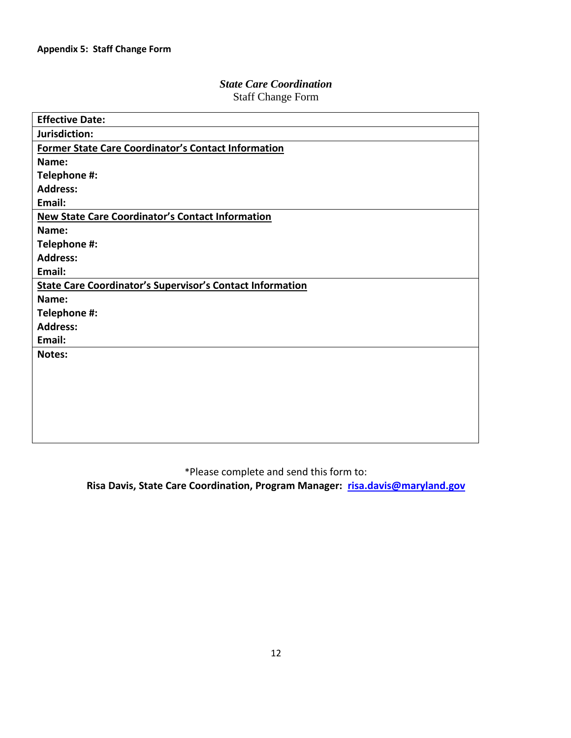**Appendix 5: Staff Change Form**

*State Care Coordination*

Staff Change Form

| **Effective Date:** |
|---|
| **Jurisdiction:** |
| <u>**Former State Care Coordinator's Contact Information**</u><br>**Name:**<br>**Telephone #:**<br>**Address:**<br>**Email:** |
| <u>**New State Care Coordinator's Contact Information**</u><br>**Name:**<br>**Telephone #:**<br>**Address:**<br>**Email:** |
| <u>**State Care Coordinator's Supervisor's Contact Information**</u><br>**Name:**<br>**Telephone #:**<br>**Address:**<br>**Email:** |
| **Notes:** |

*Please complete and send this form to:

**Risa Davis, State Care Coordination, Program Manager: [risa.davis@maryland.gov](mailto:risa.davis@maryland.gov)**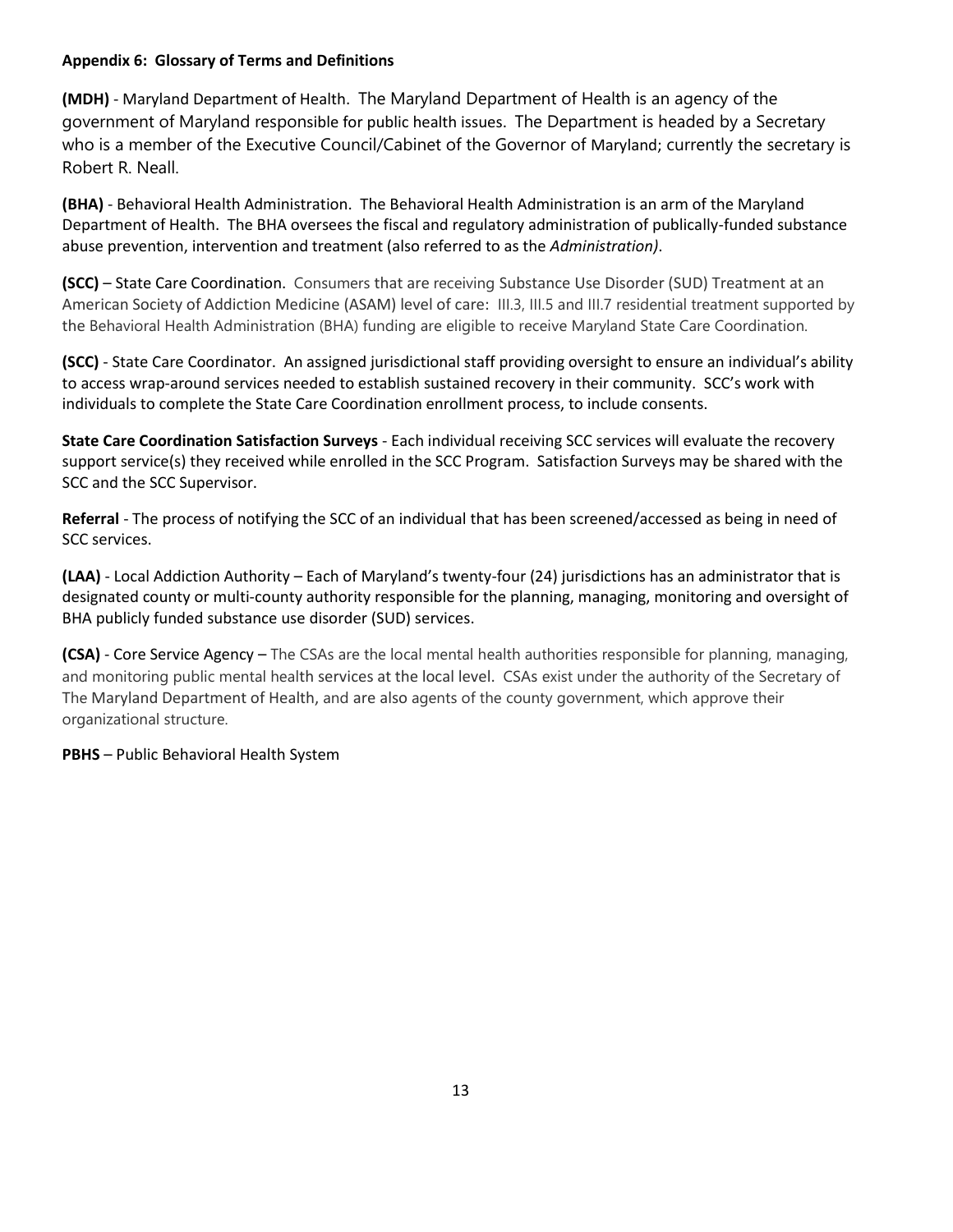**Appendix 6: Glossary of Terms and Definitions**

**(MDH)** - Maryland Department of Health. The Maryland Department of Health is an agency of the government of Maryland responsible for public health issues. The Department is headed by a Secretary who is a member of the Executive Council/Cabinet of the Governor of Maryland; currently the secretary is Robert R. Neall.

**(BHA)** - Behavioral Health Administration. The Behavioral Health Administration is an arm of the Maryland Department of Health. The BHA oversees the fiscal and regulatory administration of publically-funded substance abuse prevention, intervention and treatment (also referred to as the *Administration)*.

**(SCC)** – State Care Coordination. Consumers that are receiving Substance Use Disorder (SUD) Treatment at an American Society of Addiction Medicine (ASAM) level of care: III.3, III.5 and III.7 residential treatment supported by the Behavioral Health Administration (BHA) funding are eligible to receive Maryland State Care Coordination.

**(SCC)** - State Care Coordinator. An assigned jurisdictional staff providing oversight to ensure an individual's ability to access wrap-around services needed to establish sustained recovery in their community. SCC's work with individuals to complete the State Care Coordination enrollment process, to include consents.

**State Care Coordination Satisfaction Surveys** - Each individual receiving SCC services will evaluate the recovery support service(s) they received while enrolled in the SCC Program. Satisfaction Surveys may be shared with the SCC and the SCC Supervisor.

**Referral** - The process of notifying the SCC of an individual that has been screened/accessed as being in need of SCC services.

**(LAA)** - Local Addiction Authority – Each of Maryland's twenty-four (24) jurisdictions has an administrator that is designated county or multi-county authority responsible for the planning, managing, monitoring and oversight of BHA publicly funded substance use disorder (SUD) services.

**(CSA)** - Core Service Agency – The CSAs are the local mental health authorities responsible for planning, managing, and monitoring public mental health services at the local level. CSAs exist under the authority of the Secretary of The Maryland Department of Health, and are also agents of the county government, which approve their organizational structure.

**PBHS** – Public Behavioral Health System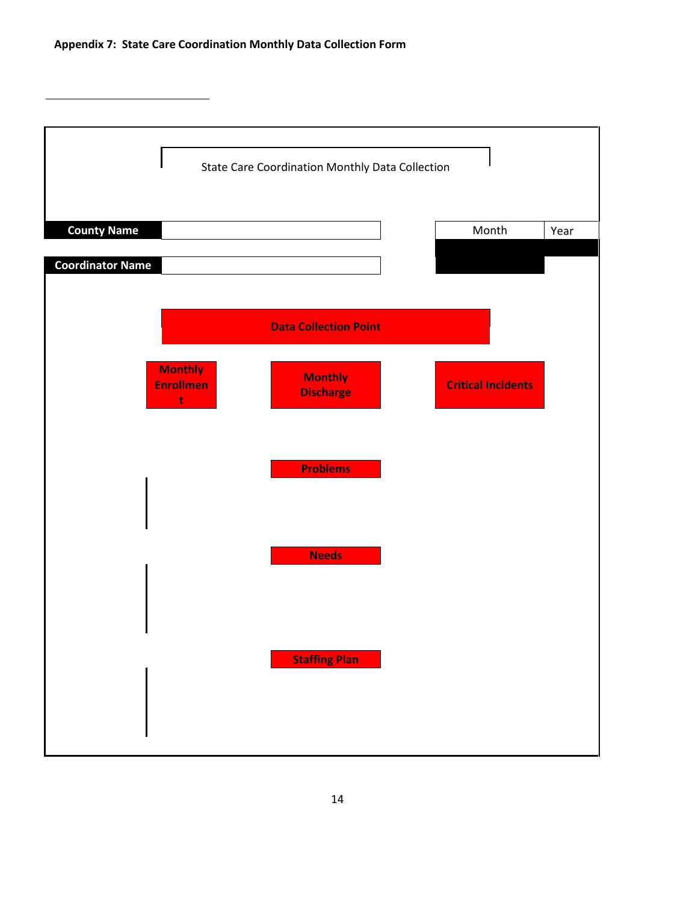**Appendix 7: State Care Coordination Monthly Data Collection Form**

State Care Coordination Monthly Data Collection

| | | | |
|---|---|---|---|
| **County Name** | | Month | Year |
| **Coordinator Name** | | | |

**Data Collection Point**

**Monthly Enrollment**

**Monthly Discharge**

**Critical Incidents**

**Problems**

**Needs**

**Staffing Plan**